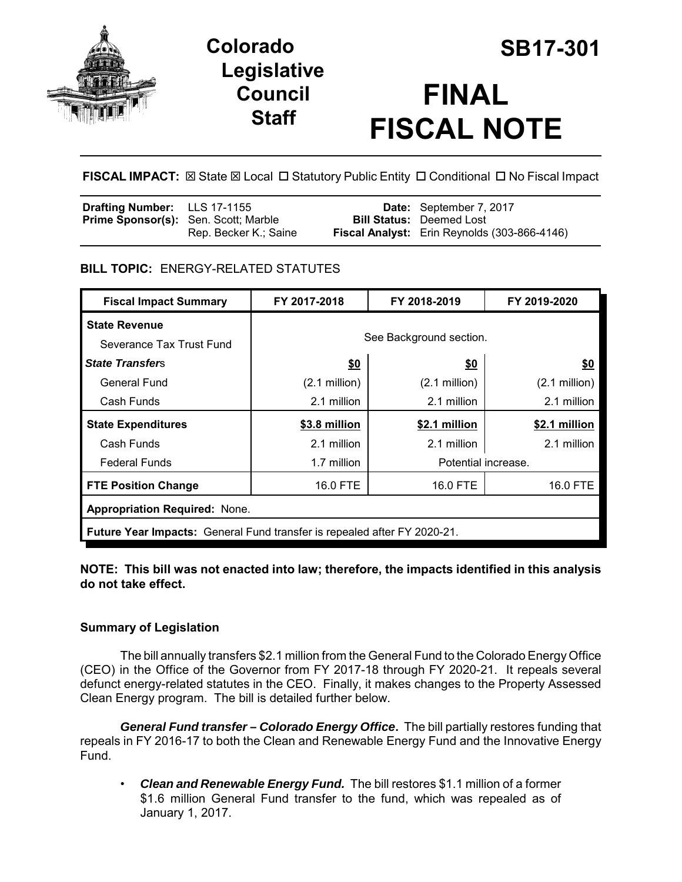# Colorado Legislative Council Staff

# SB17-301

# FINAL FISCAL NOTE

**FISCAL IMPACT:** ☒ State ☒ Local ☐ Statutory Public Entity ☐ Conditional ☐ No Fiscal Impact

| | | | |
|---|---|---|---|
| **Drafting Number:** | LLS 17-1155 | **Date:** | September 7, 2017 |
| **Prime Sponsor(s):** | Sen. Scott; Marble<br>Rep. Becker K.; Saine | **Bill Status:** | Deemed Lost |
| | | **Fiscal Analyst:** | Erin Reynolds (303-866-4146) |

**BILL TOPIC:** ENERGY-RELATED STATUTES

| Fiscal Impact Summary | FY 2017-2018 | FY 2018-2019 | FY 2019-2020 |
|---|---|---|---|
| **State Revenue** | See Background section. | | |
| Severance Tax Trust Fund | | | |
| ***State Transfers*** | **$0** | **$0** | **$0** |
| General Fund | (2.1 million) | (2.1 million) | (2.1 million) |
| Cash Funds | 2.1 million | 2.1 million | 2.1 million |
| **State Expenditures** | **$3.8 million** | **$2.1 million** | **$2.1 million** |
| Cash Funds | 2.1 million | 2.1 million | 2.1 million |
| Federal Funds | 1.7 million | Potential increase. | |
| **FTE Position Change** | 16.0 FTE | 16.0 FTE | 16.0 FTE |
| **Appropriation Required:** None. | | | |
| **Future Year Impacts:** General Fund transfer is repealed after FY 2020-21. | | | |

**NOTE: This bill was not enacted into law; therefore, the impacts identified in this analysis do not take effect.**

### Summary of Legislation

The bill annually transfers $2.1 million from the General Fund to the Colorado Energy Office (CEO) in the Office of the Governor from FY 2017-18 through FY 2020-21. It repeals several defunct energy-related statutes in the CEO. Finally, it makes changes to the Property Assessed Clean Energy program. The bill is detailed further below.

***General Fund transfer – Colorado Energy Office*.** The bill partially restores funding that repeals in FY 2016-17 to both the Clean and Renewable Energy Fund and the Innovative Energy Fund.

- ***Clean and Renewable Energy Fund.*** The bill restores $1.1 million of a former $1.6 million General Fund transfer to the fund, which was repealed as of January 1, 2017.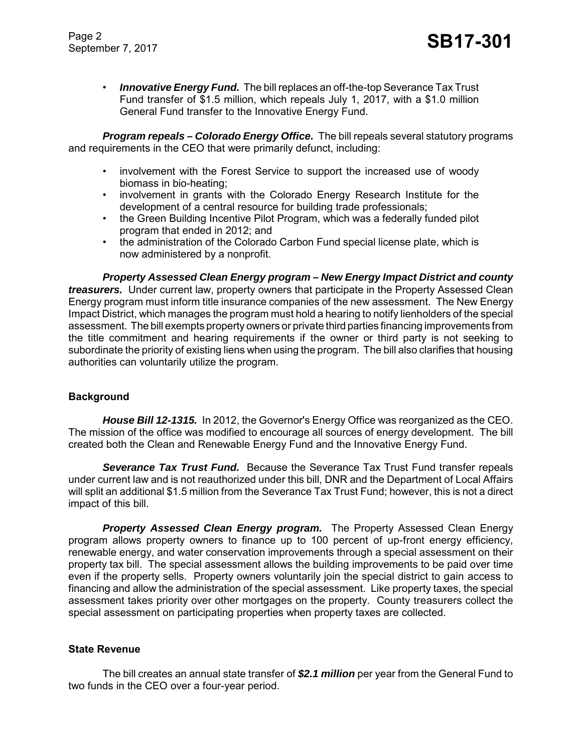- ***Innovative Energy Fund.*** The bill replaces an off-the-top Severance Tax Trust Fund transfer of $1.5 million, which repeals July 1, 2017, with a $1.0 million General Fund transfer to the Innovative Energy Fund.

***Program repeals – Colorado Energy Office.*** The bill repeals several statutory programs and requirements in the CEO that were primarily defunct, including:

- involvement with the Forest Service to support the increased use of woody biomass in bio-heating;
- involvement in grants with the Colorado Energy Research Institute for the development of a central resource for building trade professionals;
- the Green Building Incentive Pilot Program, which was a federally funded pilot program that ended in 2012; and
- the administration of the Colorado Carbon Fund special license plate, which is now administered by a nonprofit.

***Property Assessed Clean Energy program – New Energy Impact District and county treasurers.*** Under current law, property owners that participate in the Property Assessed Clean Energy program must inform title insurance companies of the new assessment. The New Energy Impact District, which manages the program must hold a hearing to notify lienholders of the special assessment. The bill exempts property owners or private third parties financing improvements from the title commitment and hearing requirements if the owner or third party is not seeking to subordinate the priority of existing liens when using the program. The bill also clarifies that housing authorities can voluntarily utilize the program.

## Background

***House Bill 12-1315.*** In 2012, the Governor's Energy Office was reorganized as the CEO. The mission of the office was modified to encourage all sources of energy development. The bill created both the Clean and Renewable Energy Fund and the Innovative Energy Fund.

***Severance Tax Trust Fund.*** Because the Severance Tax Trust Fund transfer repeals under current law and is not reauthorized under this bill, DNR and the Department of Local Affairs will split an additional $1.5 million from the Severance Tax Trust Fund; however, this is not a direct impact of this bill.

***Property Assessed Clean Energy program.*** The Property Assessed Clean Energy program allows property owners to finance up to 100 percent of up-front energy efficiency, renewable energy, and water conservation improvements through a special assessment on their property tax bill. The special assessment allows the building improvements to be paid over time even if the property sells. Property owners voluntarily join the special district to gain access to financing and allow the administration of the special assessment. Like property taxes, the special assessment takes priority over other mortgages on the property. County treasurers collect the special assessment on participating properties when property taxes are collected.

## State Revenue

The bill creates an annual state transfer of ***$2.1 million*** per year from the General Fund to two funds in the CEO over a four-year period.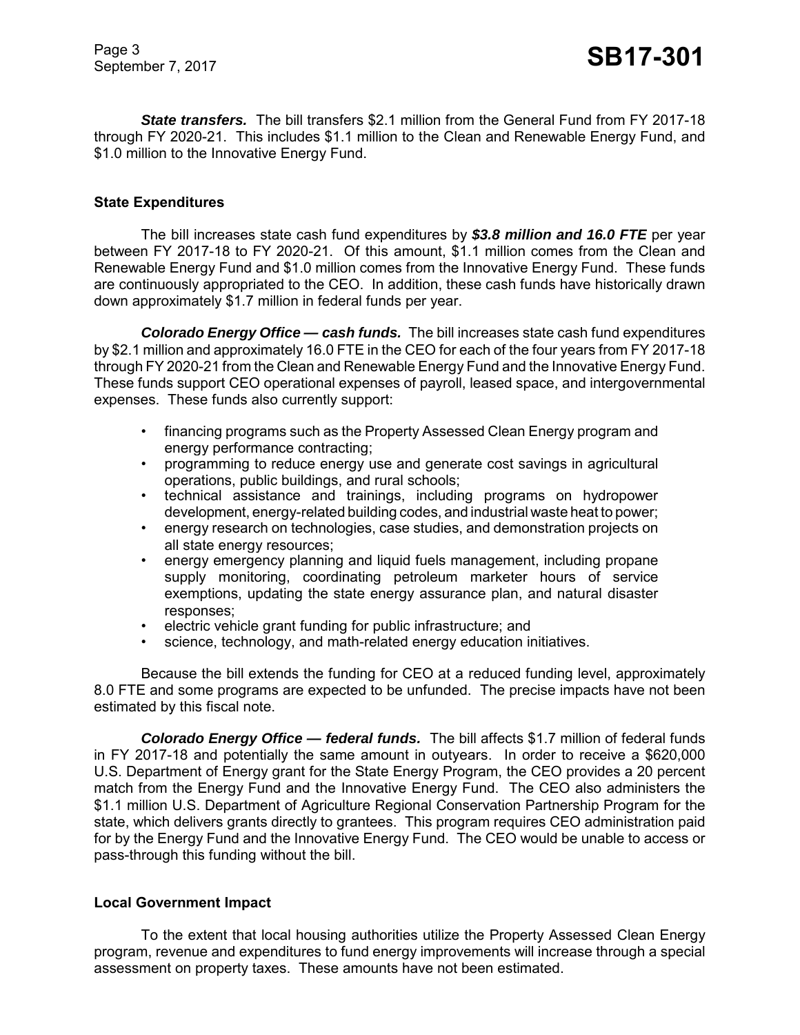***State transfers.*** The bill transfers $2.1 million from the General Fund from FY 2017-18 through FY 2020-21. This includes $1.1 million to the Clean and Renewable Energy Fund, and $1.0 million to the Innovative Energy Fund.

## State Expenditures

The bill increases state cash fund expenditures by ***$3.8 million and 16.0 FTE*** per year between FY 2017-18 to FY 2020-21. Of this amount, $1.1 million comes from the Clean and Renewable Energy Fund and $1.0 million comes from the Innovative Energy Fund. These funds are continuously appropriated to the CEO. In addition, these cash funds have historically drawn down approximately $1.7 million in federal funds per year.

***Colorado Energy Office — cash funds.*** The bill increases state cash fund expenditures by $2.1 million and approximately 16.0 FTE in the CEO for each of the four years from FY 2017-18 through FY 2020-21 from the Clean and Renewable Energy Fund and the Innovative Energy Fund. These funds support CEO operational expenses of payroll, leased space, and intergovernmental expenses. These funds also currently support:

- financing programs such as the Property Assessed Clean Energy program and energy performance contracting;
- programming to reduce energy use and generate cost savings in agricultural operations, public buildings, and rural schools;
- technical assistance and trainings, including programs on hydropower development, energy-related building codes, and industrial waste heat to power;
- energy research on technologies, case studies, and demonstration projects on all state energy resources;
- energy emergency planning and liquid fuels management, including propane supply monitoring, coordinating petroleum marketer hours of service exemptions, updating the state energy assurance plan, and natural disaster responses;
- electric vehicle grant funding for public infrastructure; and
- science, technology, and math-related energy education initiatives.

Because the bill extends the funding for CEO at a reduced funding level, approximately 8.0 FTE and some programs are expected to be unfunded. The precise impacts have not been estimated by this fiscal note.

***Colorado Energy Office — federal funds.*** The bill affects $1.7 million of federal funds in FY 2017-18 and potentially the same amount in outyears. In order to receive a $620,000 U.S. Department of Energy grant for the State Energy Program, the CEO provides a 20 percent match from the Energy Fund and the Innovative Energy Fund. The CEO also administers the $1.1 million U.S. Department of Agriculture Regional Conservation Partnership Program for the state, which delivers grants directly to grantees. This program requires CEO administration paid for by the Energy Fund and the Innovative Energy Fund. The CEO would be unable to access or pass-through this funding without the bill.

## Local Government Impact

To the extent that local housing authorities utilize the Property Assessed Clean Energy program, revenue and expenditures to fund energy improvements will increase through a special assessment on property taxes. These amounts have not been estimated.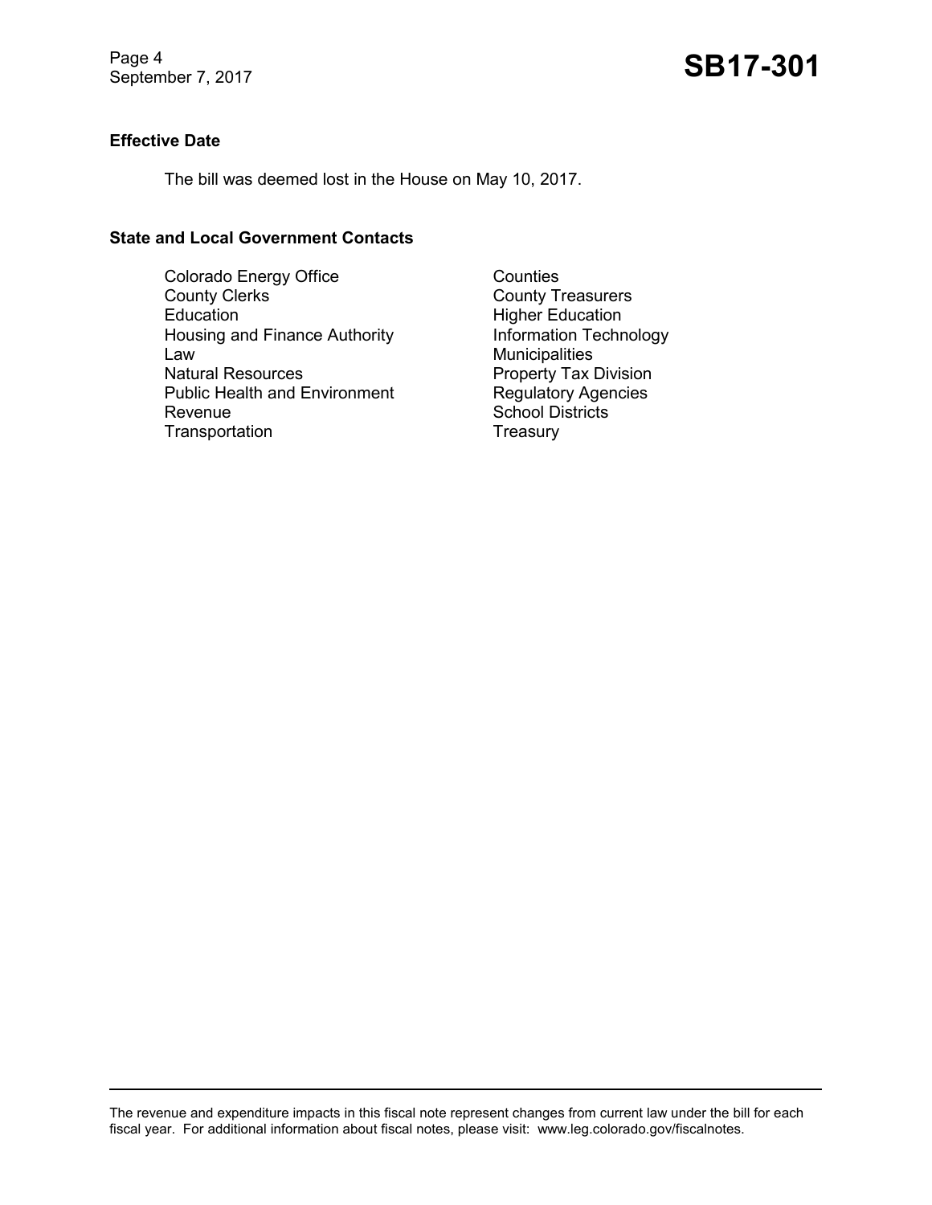### Effective Date

The bill was deemed lost in the House on May 10, 2017.

### State and Local Government Contacts

| | |
|---|---|
| Colorado Energy Office | Counties |
| County Clerks | County Treasurers |
| Education | Higher Education |
| Housing and Finance Authority | Information Technology |
| Law | Municipalities |
| Natural Resources | Property Tax Division |
| Public Health and Environment | Regulatory Agencies |
| Revenue | School Districts |
| Transportation | Treasury |

The revenue and expenditure impacts in this fiscal note represent changes from current law under the bill for each fiscal year. For additional information about fiscal notes, please visit: www.leg.colorado.gov/fiscalnotes.